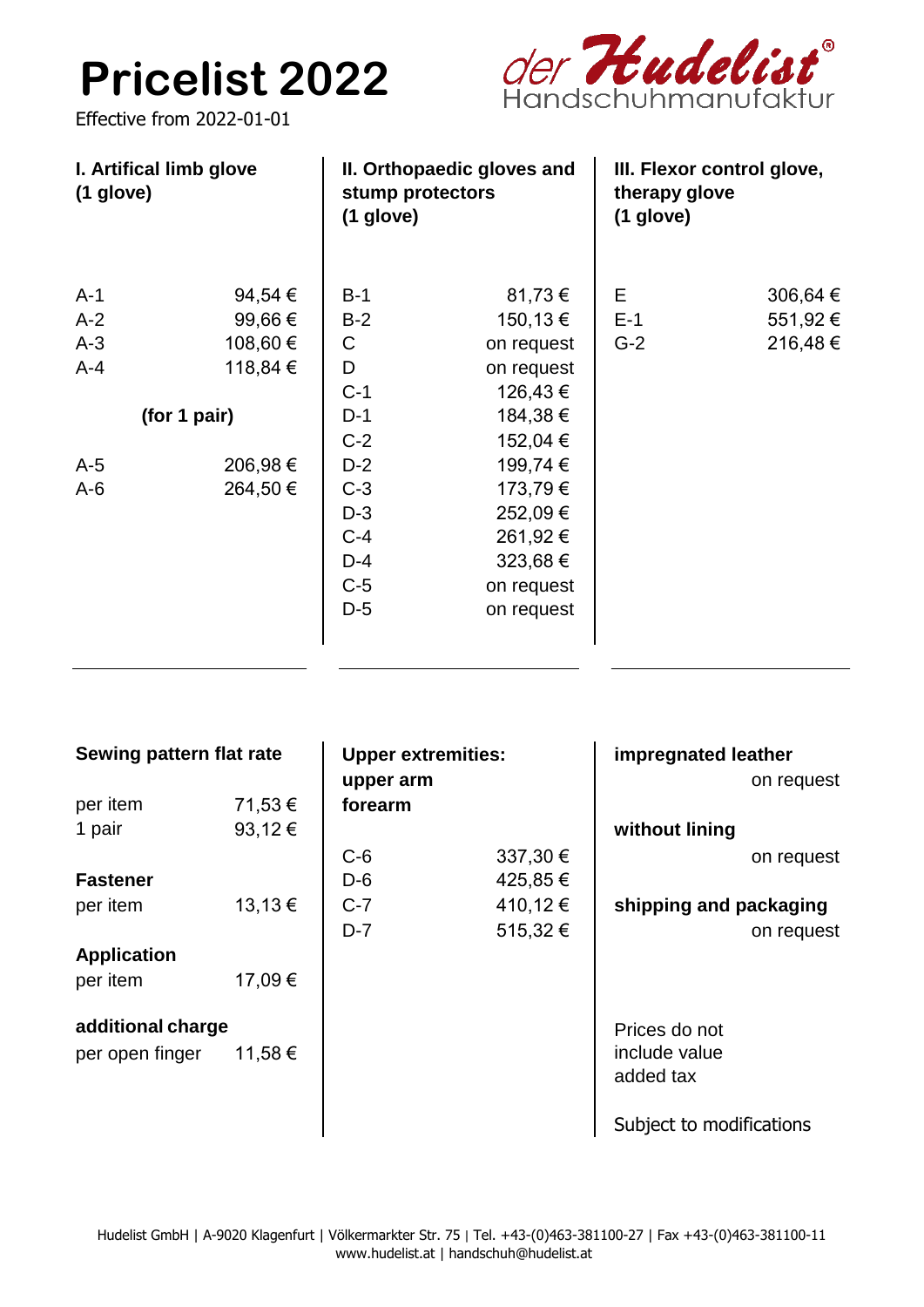# Pricelist 2022

Effective from 2022-01-01

der Hudelist® Handschuhmanufaktur

### I. Artifical limb glove (1 glove)

| Item | Price |
|---|---|
| A-1 | 94,54 € |
| A-2 | 99,66 € |
| A-3 | 108,60 € |
| A-4 | 118,84 € |

**(for 1 pair)**

| Item | Price |
|---|---|
| A-5 | 206,98 € |
| A-6 | 264,50 € |

### II. Orthopaedic gloves and stump protectors (1 glove)

| Item | Price |
|---|---|
| B-1 | 81,73 € |
| B-2 | 150,13 € |
| C | on request |
| D | on request |
| C-1 | 126,43 € |
| D-1 | 184,38 € |
| C-2 | 152,04 € |
| D-2 | 199,74 € |
| C-3 | 173,79 € |
| D-3 | 252,09 € |
| C-4 | 261,92 € |
| D-4 | 323,68 € |
| C-5 | on request |
| D-5 | on request |

### III. Flexor control glove, therapy glove (1 glove)

| Item | Price |
|---|---|
| E | 306,64 € |
| E-1 | 551,92 € |
| G-2 | 216,48 € |

**Sewing pattern flat rate**

| | |
|---|---|
| per item | 71,53 € |
| 1 pair | 93,12 € |

**Fastener**

| | |
|---|---|
| per item | 13,13 € |

**Application**

| | |
|---|---|
| per item | 17,09 € |

**additional charge**

| | |
|---|---|
| per open finger | 11,58 € |

**Upper extremities: upper arm forearm**

| Item | Price |
|---|---|
| C-6 | 337,30 € |
| D-6 | 425,85 € |
| C-7 | 410,12 € |
| D-7 | 515,32 € |

**impregnated leather**
on request

**without lining**
on request

**shipping and packaging**
on request

Prices do not include value added tax

Subject to modifications

Hudelist GmbH | A-9020 Klagenfurt | Völkermarkter Str. 75 | Tel. +43-(0)463-381100-27 | Fax +43-(0)463-381100-11
www.hudelist.at | handschuh@hudelist.at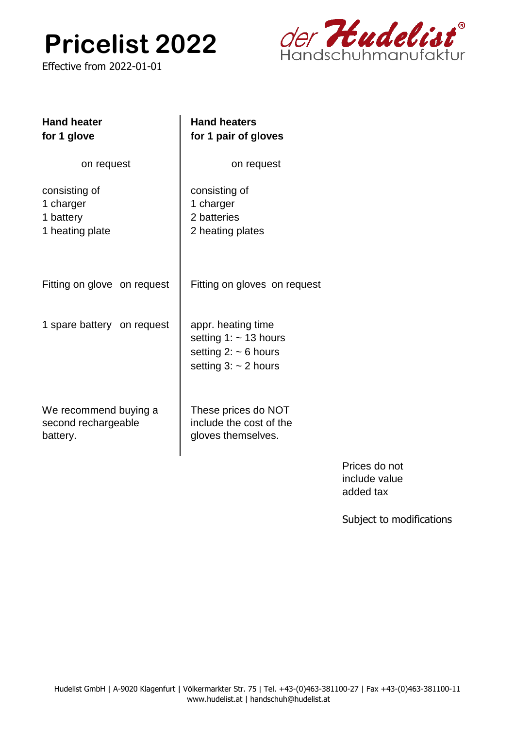# Pricelist 2022

Effective from 2022-01-01

der Hudelist®
Handschuhmanufaktur

| | |
|---|---|
| **Hand heater for 1 glove** | **Hand heaters for 1 pair of gloves** |
| on request | on request |
| consisting of<br>1 charger<br>1 battery<br>1 heating plate | consisting of<br>1 charger<br>2 batteries<br>2 heating plates |
| Fitting on glove on request | Fitting on gloves on request |
| 1 spare battery on request | appr. heating time<br>setting 1: ~ 13 hours<br>setting 2: ~ 6 hours<br>setting 3: ~ 2 hours |
| We recommend buying a second rechargeable battery. | These prices do NOT include the cost of the gloves themselves. |

Prices do not include value added tax

Subject to modifications

Hudelist GmbH | A-9020 Klagenfurt | Völkermarkter Str. 75 | Tel. +43-(0)463-381100-27 | Fax +43-(0)463-381100-11
www.hudelist.at | handschuh@hudelist.at